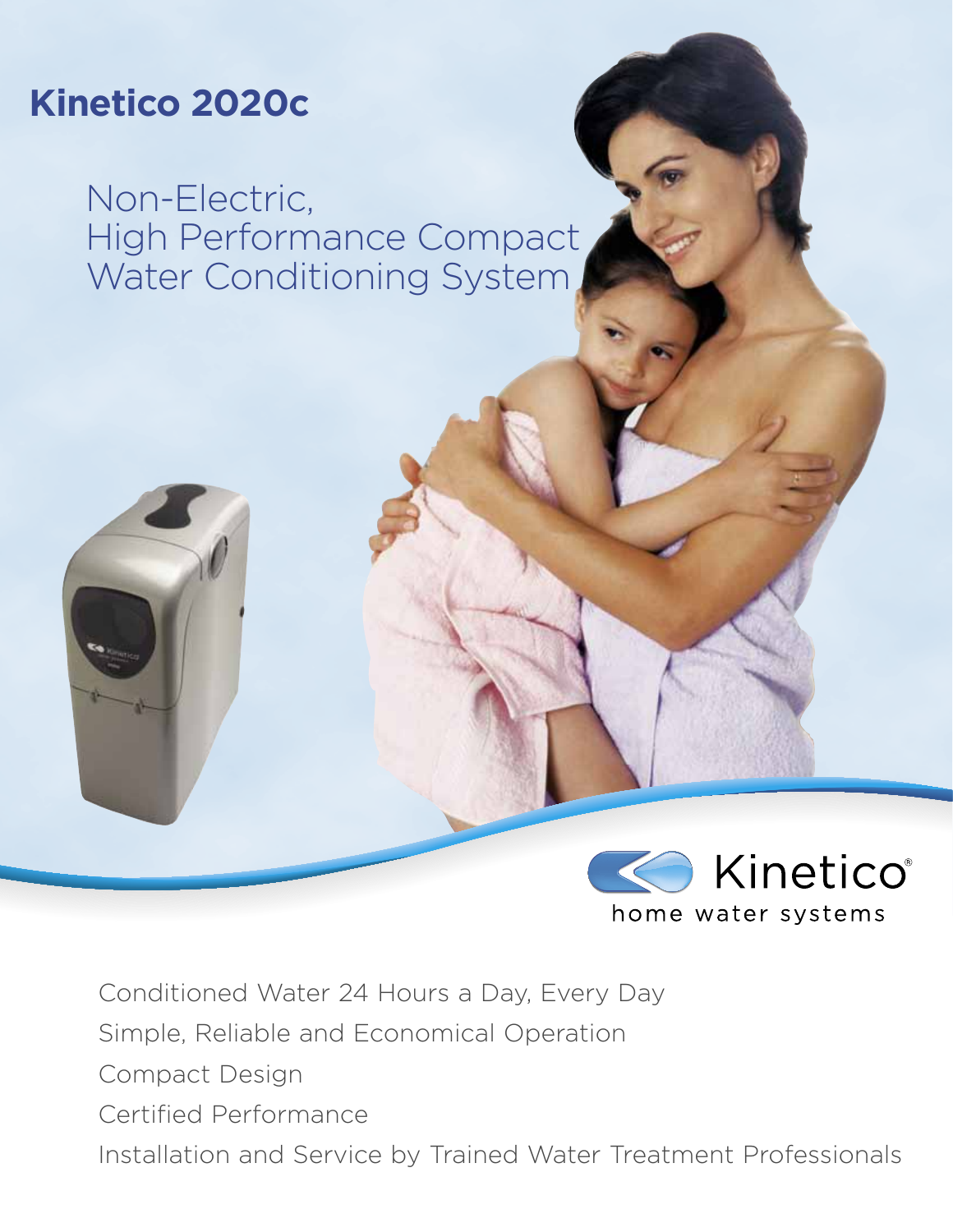# Kinetico 2020c

## Non-Electric, High Performance Compact Water Conditioning System

Kinetico
home water systems

- Conditioned Water 24 Hours a Day, Every Day
- Simple, Reliable and Economical Operation
- Compact Design
- Certified Performance
- Installation and Service by Trained Water Treatment Professionals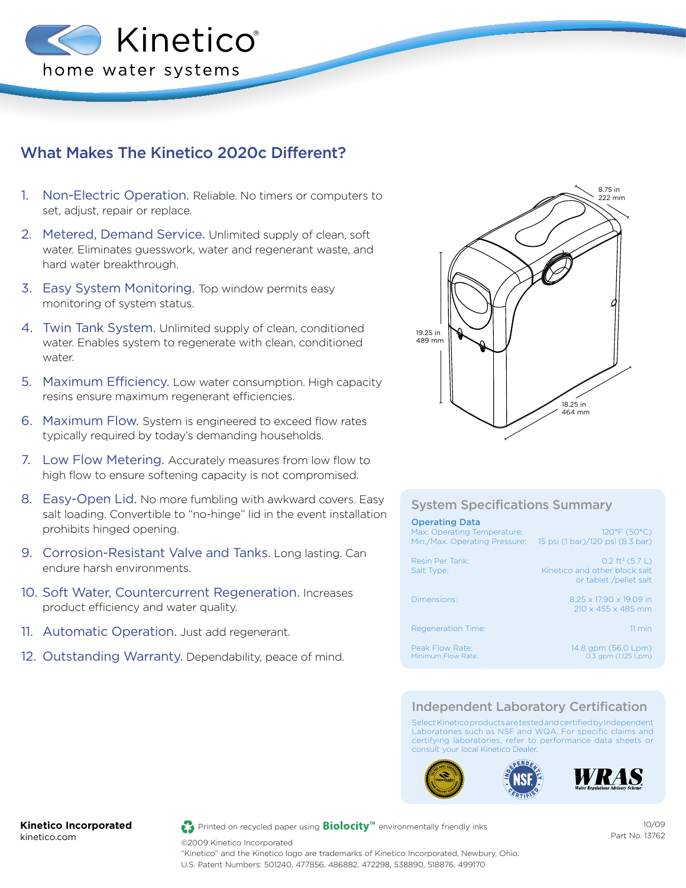Kinetico®

home water systems

## What Makes The Kinetico 2020c Different?

1. Non-Electric Operation. Reliable. No timers or computers to set, adjust, repair or replace.
2. Metered, Demand Service. Unlimited supply of clean, soft water. Eliminates guesswork, water and regenerant waste, and hard water breakthrough.
3. Easy System Monitoring. Top window permits easy monitoring of system status.
4. Twin Tank System. Unlimited supply of clean, conditioned water. Enables system to regenerate with clean, conditioned water.
5. Maximum Efficiency. Low water consumption. High capacity resins ensure maximum regenerant efficiencies.
6. Maximum Flow. System is engineered to exceed flow rates typically required by today's demanding households.
7. Low Flow Metering. Accurately measures from low flow to high flow to ensure softening capacity is not compromised.
8. Easy-Open Lid. No more fumbling with awkward covers. Easy salt loading. Convertible to "no-hinge" lid in the event installation prohibits hinged opening.
9. Corrosion-Resistant Valve and Tanks. Long lasting. Can endure harsh environments.
10. Soft Water, Countercurrent Regeneration. Increases product efficiency and water quality.
11. Automatic Operation. Just add regenerant.
12. Outstanding Warranty. Dependability, peace of mind.

8.75 in
222 mm

19.25 in
489 mm

18.25 in
464 mm

## System Specifications Summary

**Operating Data**

| | |
|---|---|
| Max. Operating Temperature: | 120°F (50°C) |
| Min./Max. Operating Pressure: | 15 psi (1 bar)/120 psi (8.3 bar) |
| Resin Per Tank: | 0.2 ft³ (5.7 L) |
| Salt Type: | Kinetico and other block salt or tablet /pellet salt |
| Dimensions: | 8.25 x 17.90 x 19.09 in 210 x 455 x 485 mm |
| Regeneration Time: | 11 min |
| Peak Flow Rate: | 14.8 gpm (56.0 Lpm) |
| Minimum Flow Rate: | 0.3 gpm (1.125 Lpm) |

## Independent Laboratory Certification

Select Kinetico products are tested and certified by Independent Laboratories such as NSF and WQA. For specific claims and certifying laboratories, refer to performance data sheets or consult your local Kinetico Dealer.

WRAS Water Regulations Advisory Scheme

**Kinetico Incorporated**
kinetico.com

Printed on recycled paper using **Biocity™** environmentally friendly inks

©2009 Kinetico Incorporated
"Kinetico" and the Kinetico logo are trademarks of Kinetico Incorporated, Newbury, Ohio.
U.S. Patent Numbers: 501240, 477856, 486882, 472298, 538890, 518876, 499170

10/09
Part No. 13762